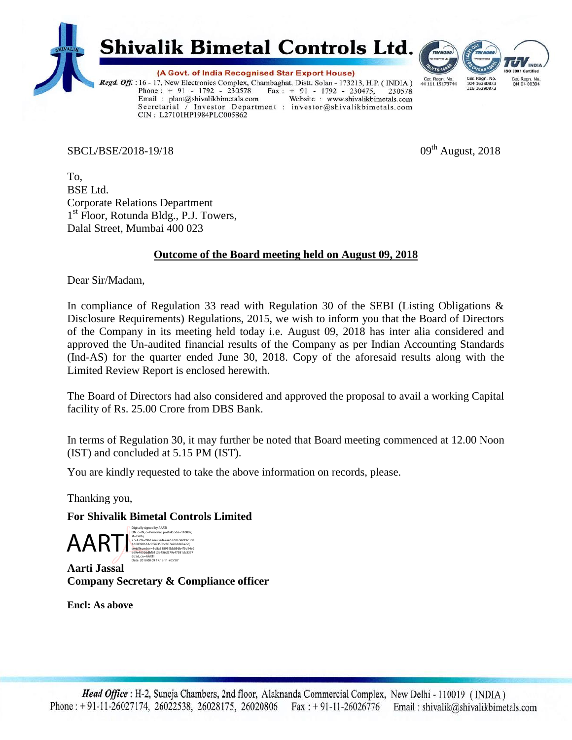# Shivalik Bimetal Controls Ltd.

**(A Govt. of India Recognised Star Export House)**

*Regd. Off.* : 16 - 17, New Electronics Complex, Chambaghat, Distt. Solan - 173213, H.P. ( INDIA )
Phone : + 91 - 1792 - 230578 Fax : + 91 - 1792 - 230475, 230578
Email : plant@shivalikbimetals.com Website : www.shivalikbimetals.com
Secretarial / Investor Department : investor@shivalikbimetals.com
CIN : L27101HP1984PLC005862

Cer. Regn. No. 44 111 15173744 | Cer. Regn. No. 104 16350873 116 16350873 | ISO 9001 Certified Cer. Regn. No. QM 04 00394

SBCL/BSE/2018-19/18

09th August, 2018

To,
BSE Ltd.
Corporate Relations Department
1st Floor, Rotunda Bldg., P.J. Towers,
Dalal Street, Mumbai 400 023

**Outcome of the Board meeting held on August 09, 2018**

Dear Sir/Madam,

In compliance of Regulation 33 read with Regulation 30 of the SEBI (Listing Obligations & Disclosure Requirements) Regulations, 2015, we wish to inform you that the Board of Directors of the Company in its meeting held today i.e. August 09, 2018 has inter alia considered and approved the Un-audited financial results of the Company as per Indian Accounting Standards (Ind-AS) for the quarter ended June 30, 2018. Copy of the aforesaid results along with the Limited Review Report is enclosed herewith.

The Board of Directors had also considered and approved the proposal to avail a working Capital facility of Rs. 25.00 Crore from DBS Bank.

In terms of Regulation 30, it may further be noted that Board meeting commenced at 12.00 Noon (IST) and concluded at 5.15 PM (IST).

You are kindly requested to take the above information on records, please.

Thanking you,

**For Shivalik Bimetal Controls Limited**

AARTI

Digitally signed by AARTI
Date: 2018.08.09 17:18:11 +05'30'

**Aarti Jassal**
**Company Secretary & Compliance officer**

**Encl: As above**

*Head Office* : H-2, Suneja Chambers, 2nd floor, Alaknanda Commercial Complex, New Delhi - 110019 ( INDIA )
Phone : + 91-11-26027174, 26022538, 26028175, 26020806 Fax : + 91-11-26026776 Email : shivalik@shivalikbimetals.com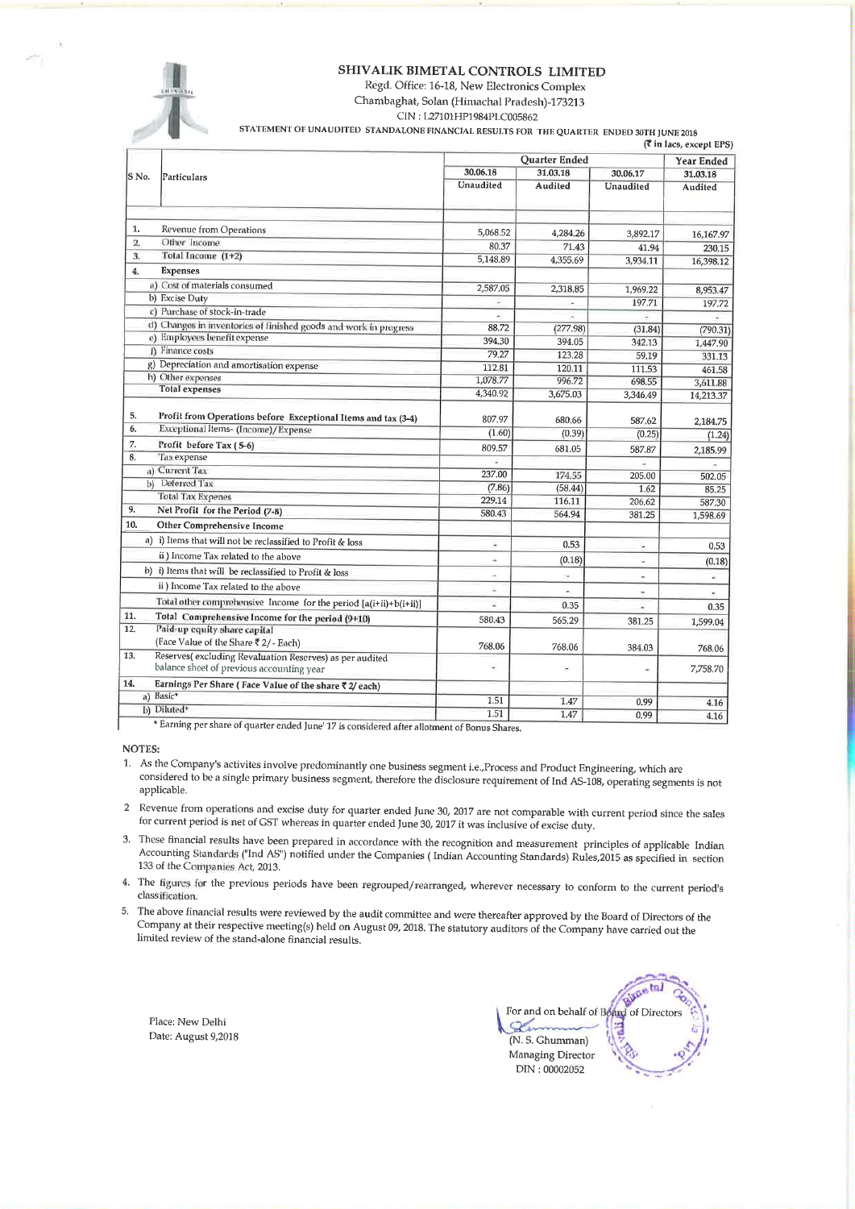# SHIVALIK BIMETAL CONTROLS LIMITED

Regd. Office: 16-18, New Electronics Complex
Chambaghat, Solan (Himachal Pradesh)-173213
CIN : L27101HP1984PLC005862

**STATEMENT OF UNAUDITED STANDALONE FINANCIAL RESULTS FOR THE QUARTER ENDED 30TH JUNE 2018**

(₹ in lacs, except EPS)

| S No. | Particulars | Quarter Ended | | | Year Ended |
|---|---|---|---|---|---|
| | | 30.06.18 | 31.03.18 | 30.06.17 | 31.03.18 |
| | | Unaudited | Audited | Unaudited | Audited |
| 1. | Revenue from Operations | 5,068.52 | 4,284.26 | 3,892.17 | 16,167.97 |
| 2. | Other Income | 80.37 | 71.43 | 41.94 | 230.15 |
| 3. | Total Income (1+2) | 5,148.89 | 4,355.69 | 3,934.11 | 16,398.12 |
| 4. | **Expenses** | | | | |
| | a) Cost of materials consumed | 2,587.05 | 2,318.85 | 1,969.22 | 8,953.47 |
| | b) Excise Duty | - | - | 197.71 | 197.72 |
| | c) Purchase of stock-in-trade | - | - | - | - |
| | d) Changes in inventories of finished goods and work in progress | 88.72 | (277.98) | (31.84) | (790.31) |
| | e) Employees benefit expense | 394.30 | 394.05 | 342.13 | 1,447.90 |
| | f) Finance costs | 79.27 | 123.28 | 59.19 | 331.13 |
| | g) Depreciation and amortisation expense | 112.81 | 120.11 | 111.53 | 461.58 |
| | h) Other expenses | 1,078.77 | 996.72 | 698.55 | 3,611.88 |
| | Total expenses | 4,340.92 | 3,675.03 | 3,346.49 | 14,213.37 |
| 5. | **Profit from Operations before Exceptional Items and tax (3-4)** | 807.97 | 680.66 | 587.62 | 2,184.75 |
| 6. | Exceptional Items- (Income)/Expense | (1.60) | (0.39) | (0.25) | (1.24) |
| 7. | **Profit before Tax (5-6)** | 809.57 | 681.05 | 587.87 | 2,185.99 |
| 8. | Tax expense | - | | - | - |
| | a) Current Tax | 237.00 | 174.55 | 205.00 | 502.05 |
| | b) Deferred Tax | (7.86) | (58.44) | 1.62 | 85.25 |
| | Total Tax Expenes | 229.14 | 116.11 | 206.62 | 587.30 |
| 9. | **Net Profit for the Period (7-8)** | 580.43 | 564.94 | 381.25 | 1,598.69 |
| 10. | **Other Comprehensive Income** | | | | |
| | a) i) Items that will not be reclassified to Profit & loss | - | 0.53 | - | 0.53 |
| | ii ) Income Tax related to the above | - | (0.18) | - | (0.18) |
| | b) i) Items that will be reclassified to Profit & loss | - | - | - | - |
| | ii ) Income Tax related to the above | - | - | - | - |
| | Total other comprehensive Income for the period [a(i+ii)+b(i+ii)] | - | 0.35 | - | 0.35 |
| 11. | **Total Comprehensive Income for the period (9+10)** | 580.43 | 565.29 | 381.25 | 1,599.04 |
| 12. | **Paid-up equity share capital** (Face Value of the Share ₹ 2/- Each) | 768.06 | 768.06 | 384.03 | 768.06 |
| 13. | Reserves( excluding Revaluation Reserves) as per audited balance sheet of previous accounting year | - | - | - | 7,758.70 |
| 14. | **Earnings Per Share ( Face Value of the share ₹ 2/ each)** | | | | |
| | a) Basic* | 1.51 | 1.47 | 0.99 | 4.16 |
| | b) Diluted* | 1.51 | 1.47 | 0.99 | 4.16 |

\* Earning per share of quarter ended June' 17 is considered after allotment of Bonus Shares.

**NOTES:**

1. As the Company's activites involve predominantly one business segment i.e.,Process and Product Engineering, which are considered to be a single primary business segment, therefore the disclosure requirement of Ind AS-108, operating segments is not applicable.
2. Revenue from operations and excise duty for quarter ended June 30, 2017 are not comparable with current period since the sales for current period is net of GST whereas in quarter ended June 30, 2017 it was inclusive of excise duty.
3. These financial results have been prepared in accordance with the recognition and measurement principles of applicable Indian Accounting Standards ("Ind AS") notified under the Companies ( Indian Accounting Standards) Rules,2015 as specified in section 133 of the Companies Act, 2013.
4. The figures for the previous periods have been regrouped/rearranged, wherever necessary to conform to the current period's classification.
5. The above financial results were reviewed by the audit committee and were thereafter approved by the Board of Directors of the Company at their respective meeting(s) held on August 09, 2018. The statutory auditors of the Company have carried out the limited review of the stand-alone financial results.

Place: New Delhi
Date: August 9,2018

For and on behalf of Board of Directors

(N. S. Ghumman)
Managing Director
DIN : 00002052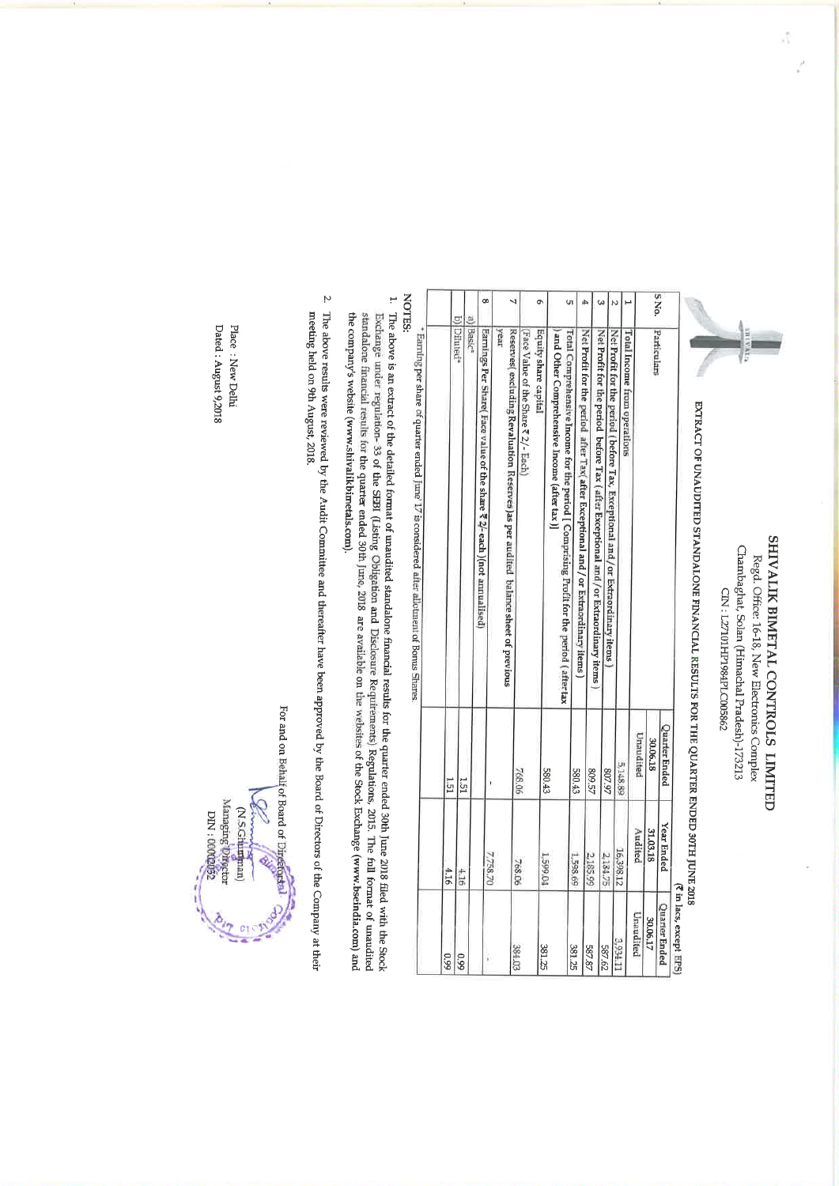# SHIVALIK BIMETAL CONTROLS LIMITED

Regd. Office: 16-18, New Electronics Complex
Chambaghat, Solan (Himachal Pradesh)-173213
CIN : L27101HP1984PLC005862

## EXTRACT OF UNAUDITED STANDALONE FINANCIAL RESULTS FOR THE QUARTER ENDED 30TH JUNE 2018

(₹ in lacs, except EPS)

| S No. | Particulars | Quarter Ended 30.06.18 | Year Ended 31.03.18 | Quarter Ended 30.06.17 |
|---|---|---|---|---|
| | | Unaudited | Audited | Unaudited |
| 1 | Total Income from operations | 5,148.89 | 16,398.12 | 3,934.11 |
| 2 | Net Profit for the period ( before Tax, Exceptional and/or Extraordinary items ) | 807.97 | 2,184.75 | 587.62 |
| 3 | Net Profit for the period before Tax ( after Exceptional and/or Extraordinary items ) | 809.57 | 2,185.99 | 587.87 |
| 4 | Net Profit for the period after Tax( after Exceptional and/or Extraordinary items ) | 580.43 | 1,598.69 | 381.25 |
| 5 | Total Comprehensive Income for the period [ Comprising Profit for the period ( after tax ) and Other Comprehensive Income (after tax )] | 580.43 | 1,599.04 | 381.25 |
| 6 | Equity share capital (Face Value of the Share ₹ 2/- Each) | 768.06 | 768.06 | 384.03 |
| 7 | Reserves( excluding Revaluation Reserves )as per audited balance sheet of previous year | - | 7,758.70 | - |
| 8 | Earnings Per Share( Face value of the share ₹ 2/- each )(not annualised) | | | |
| | a) Basic* | 1.51 | 4.16 | 0.99 |
| | b) Diluted* | 1.51 | 4.16 | 0.99 |

\* Earning per share of quarter ended June 17 is considered after allotment of Bonus Shares.

**NOTES:**

1. The above is an extract of the detailed format of unaudited standalone financial results for the quarter ended 30th June 2018 filed with the Stock Exchange under regulation- 33 of the SEBI (Listing Obligation and Disclosure Requirements) Regulations, 2015. The full format of unaudited standalone financial results for the quarter ended 30th June, 2018 are available on the websites of the Stock Exchange (www.bseindia.com) and the company's websiite (www.shivalikbimetals.com).

2. The above results were reviewed by the Audit Committee and thereafter have been approved by the Board of Directors of the Company at their meeting held on 9th August, 2018.

For and on Behalf of Board of Directors

(N.S.Ghumman)
Managing Director
DIN : 00002052

Place : New Delhi
Dated : August 9,2018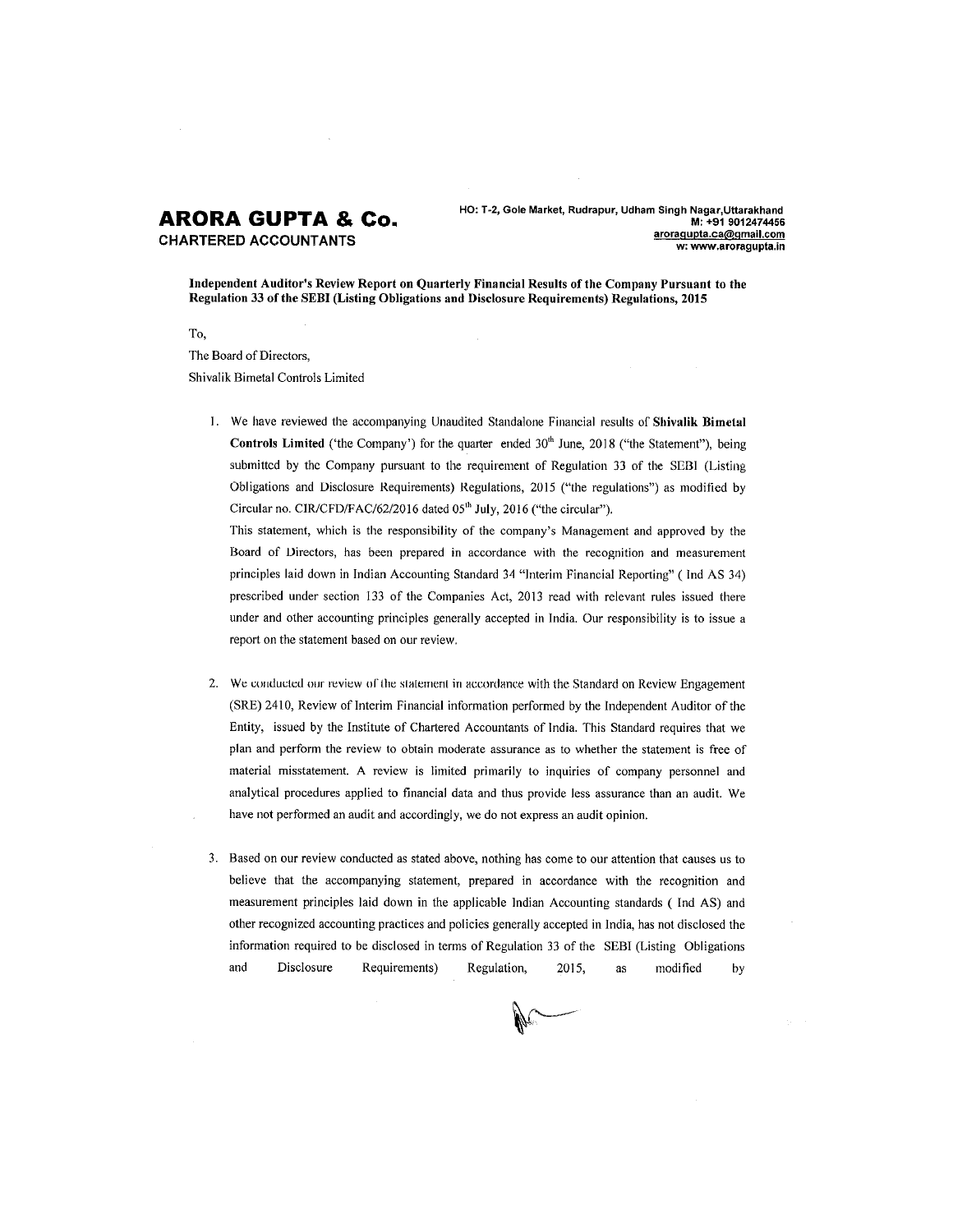# ARORA GUPTA & Co.

**CHARTERED ACCOUNTANTS**

**HO: T-2, Gole Market, Rudrapur, Udham Singh Nagar,Uttarakhand**
**M: +91 9012474456**
**aroragupta.ca@gmail.com**
**w: www.aroragupta.in**

**Independent Auditor's Review Report on Quarterly Financial Results of the Company Pursuant to the Regulation 33 of the SEBI (Listing Obligations and Disclosure Requirements) Regulations, 2015**

To,

The Board of Directors,

Shivalik Bimetal Controls Limited

1. We have reviewed the accompanying Unaudited Standalone Financial results of **Shivalik Bimetal Controls Limited** ('the Company') for the quarter ended 30th June, 2018 ("the Statement"), being submitted by the Company pursuant to the requirement of Regulation 33 of the SEBI (Listing Obligations and Disclosure Requirements) Regulations, 2015 ("the regulations") as modified by Circular no. CIR/CFD/FAC/62/2016 dated 05th July, 2016 ("the circular").

   This statement, which is the responsibility of the company's Management and approved by the Board of Directors, has been prepared in accordance with the recognition and measurement principles laid down in Indian Accounting Standard 34 "Interim Financial Reporting" ( Ind AS 34) prescribed under section 133 of the Companies Act, 2013 read with relevant rules issued there under and other accounting principles generally accepted in India. Our responsibility is to issue a report on the statement based on our review.

2. We conducted our review of the statement in accordance with the Standard on Review Engagement (SRE) 2410, Review of Interim Financial information performed by the Independent Auditor of the Entity, issued by the Institute of Chartered Accountants of India. This Standard requires that we plan and perform the review to obtain moderate assurance as to whether the statement is free of material misstatement. A review is limited primarily to inquiries of company personnel and analytical procedures applied to financial data and thus provide less assurance than an audit. We have not performed an audit and accordingly, we do not express an audit opinion.

3. Based on our review conducted as stated above, nothing has come to our attention that causes us to believe that the accompanying statement, prepared in accordance with the recognition and measurement principles laid down in the applicable Indian Accounting standards ( Ind AS) and other recognized accounting practices and policies generally accepted in India, has not disclosed the information required to be disclosed in terms of Regulation 33 of the SEBI (Listing Obligations and Disclosure Requirements) Regulation, 2015, as modified by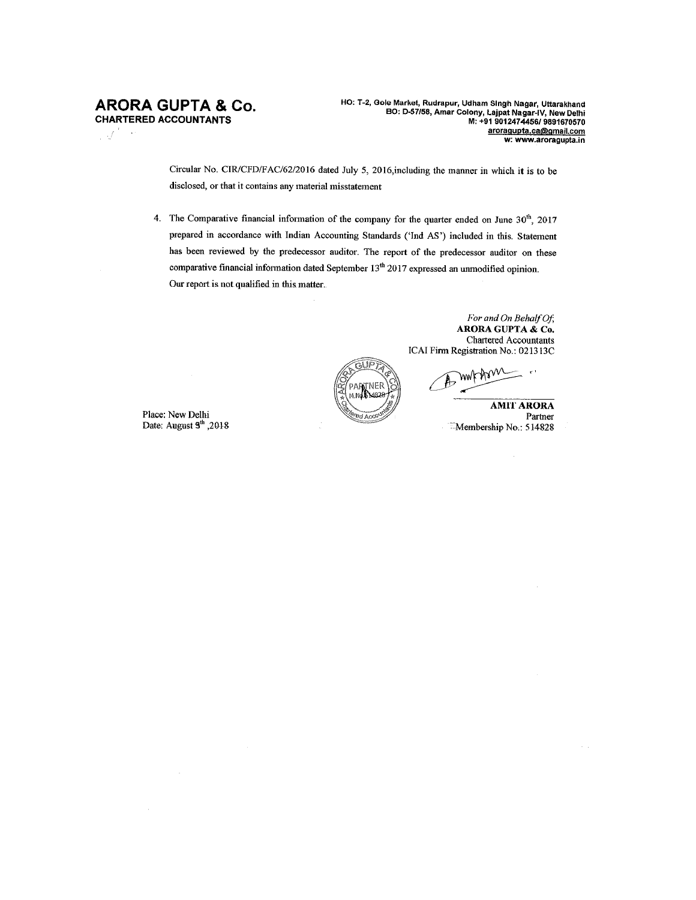**ARORA GUPTA & Co.**
**CHARTERED ACCOUNTANTS**

**HO: T-2, Gole Market, Rudrapur, Udham Singh Nagar, Uttarakhand**
**BO: D-57/58, Amar Colony, Lajpat Nagar-IV, New Delhi**
**M: +91 9012474456/ 9891670570**
**aroragupta.ca@gmail.com**
**w: www.aroragupta.in**

Circular No. CIR/CFD/FAC/62/2016 dated July 5, 2016,including the manner in which it is to be disclosed, or that it contains any material misstatement

4. The Comparative financial information of the company for the quarter ended on June 30th, 2017 prepared in accordance with Indian Accounting Standards ('Ind AS') included in this. Statement has been reviewed by the predecessor auditor. The report of the predecessor auditor on these comparative financial information dated September 13th 2017 expressed an unmodified opinion. Our report is not qualified in this matter.

*For and On Behalf Of,*
**ARORA GUPTA & Co.**
Chartered Accountants
ICAI Firm Registration No.: 021313C

**AMIT ARORA**
Partner
Membership No.: 514828

Place: New Delhi
Date: August 8th ,2018